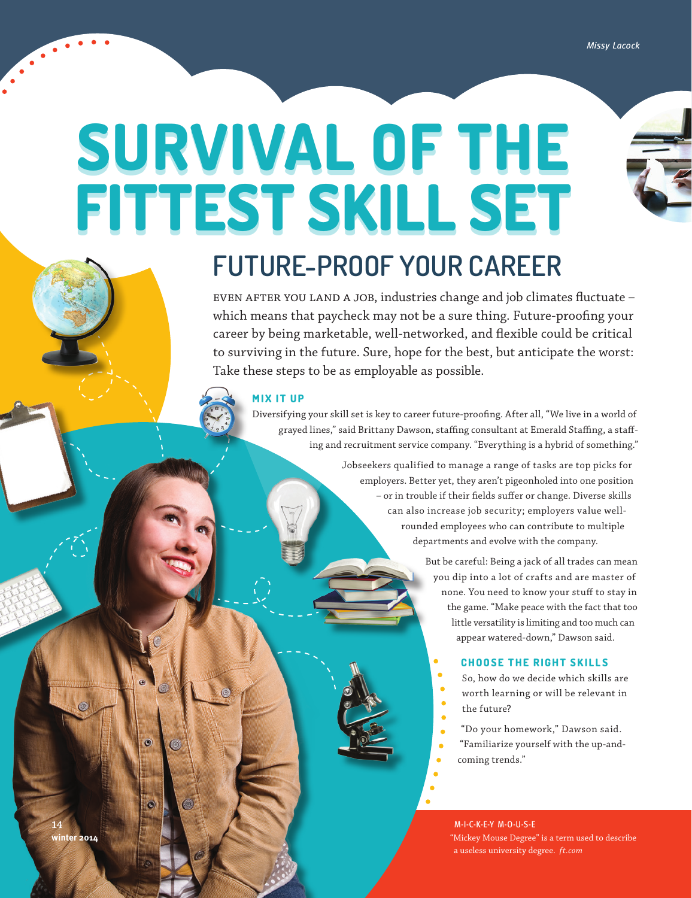# SURVIVAL OF THE FITTEST SKILL SET

## FUTURE-PROOF YOUR CAREER

EVEN AFTER YOU LAND A JOB, industries change and job climates fluctuate – which means that paycheck may not be a sure thing. Future-proofing your career by being marketable, well-networked, and flexible could be critical to surviving in the future. Sure, hope for the best, but anticipate the worst: Take these steps to be as employable as possible.

### MIX IT UP

Diversifying your skill set is key to career future-proofing. After all, "We live in a world of grayed lines," said Brittany Dawson, staffing consultant at Emerald Staffing, a staffing and recruitment service company. "Everything is a hybrid of something."

Jobseekers qualified to manage a range of tasks are top picks for employers. Better yet, they aren't pigeonholed into one position – or in trouble if their fields suffer or change. Diverse skills can also increase job security; employers value well-rounded employees who can contribute to multiple departments and evolve with the company.

But be careful: Being a jack of all trades can mean you dip into a lot of crafts and are master of none. You need to know your stuff to stay in the game. "Make peace with the fact that too little versatility is limiting and too much can appear watered-down," Dawson said.

### CHOOSE THE RIGHT SKILLS

So, how do we decide which skills are worth learning or will be relevant in the future?

"Do your homework," Dawson said. "Familiarize yourself with the up-and-coming trends."

M-I-C-K-E-Y M-O-U-S-E

"Mickey Mouse Degree" is a term used to describe a useless university degree. *ft.com*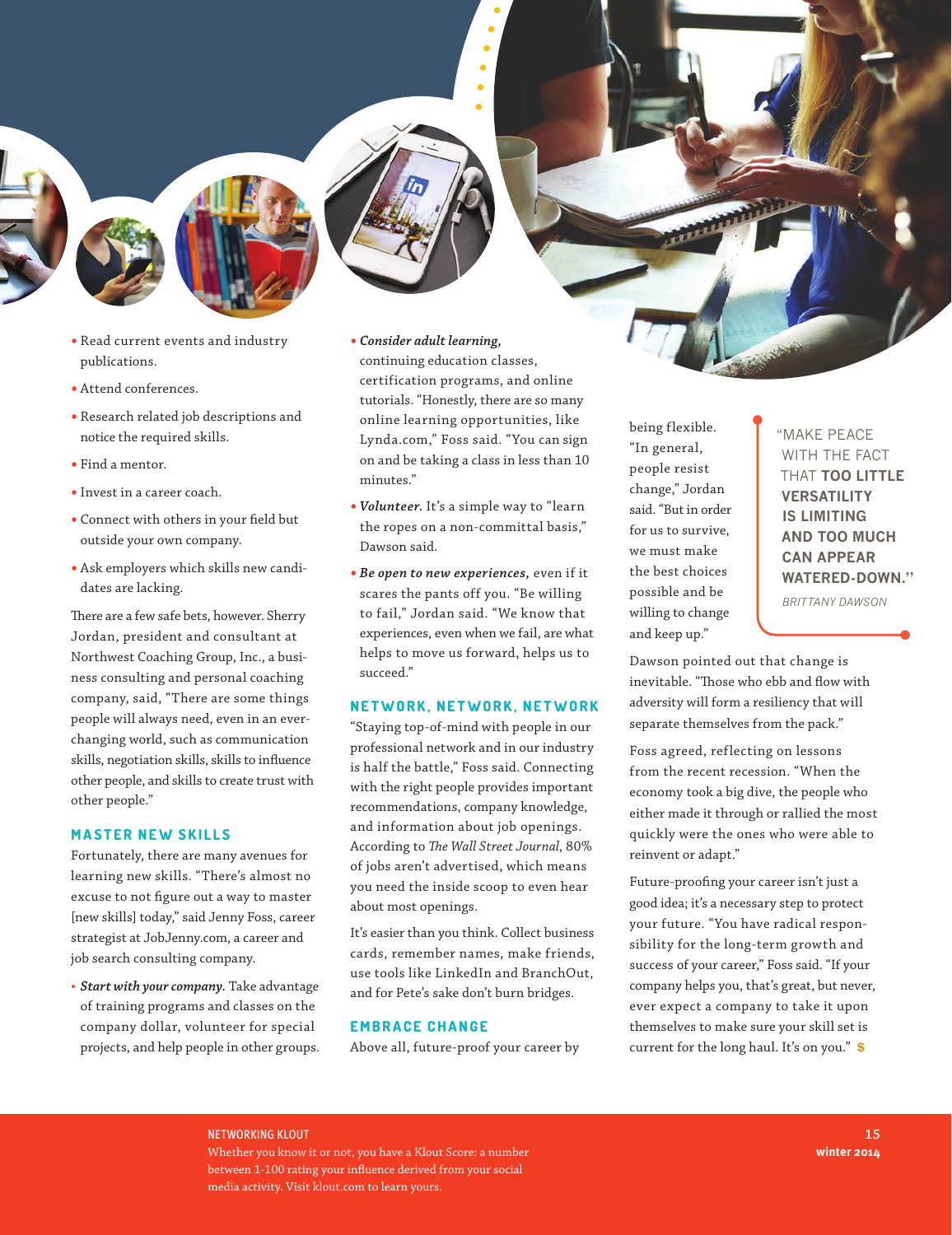- Read current events and industry publications.
- Attend conferences.
- Research related job descriptions and notice the required skills.
- Find a mentor.
- Invest in a career coach.
- Connect with others in your field but outside your own company.
- Ask employers which skills new candidates are lacking.

There are a few safe bets, however. Sherry Jordan, president and consultant at Northwest Coaching Group, Inc., a business consulting and personal coaching company, said, "There are some things people will always need, even in an ever-changing world, such as communication skills, negotiation skills, skills to influence other people, and skills to create trust with other people."

## MASTER NEW SKILLS

Fortunately, there are many avenues for learning new skills. "There's almost no excuse to not figure out a way to master [new skills] today," said Jenny Foss, career strategist at JobJenny.com, a career and job search consulting company.

- ***Start with your company.*** Take advantage of training programs and classes on the company dollar, volunteer for special projects, and help people in other groups.
- ***Consider adult learning,*** continuing education classes, certification programs, and online tutorials. "Honestly, there are so many online learning opportunities, like Lynda.com," Foss said. "You can sign on and be taking a class in less than 10 minutes."
- ***Volunteer.*** It's a simple way to "learn the ropes on a non-committal basis," Dawson said.
- ***Be open to new experiences,*** even if it scares the pants off you. "Be willing to fail," Jordan said. "We know that experiences, even when we fail, are what helps to move us forward, helps us to succeed."

## NETWORK, NETWORK, NETWORK

"Staying top-of-mind with people in our professional network and in our industry is half the battle," Foss said. Connecting with the right people provides important recommendations, company knowledge, and information about job openings. According to *The Wall Street Journal*, 80% of jobs aren't advertised, which means you need the inside scoop to even hear about most openings.

It's easier than you think. Collect business cards, remember names, make friends, use tools like LinkedIn and BranchOut, and for Pete's sake don't burn bridges.

## EMBRACE CHANGE

Above all, future-proof your career by being flexible. "In general, people resist change," Jordan said. "But in order for us to survive, we must make the best choices possible and be willing to change and keep up."

> "MAKE PEACE WITH THE FACT THAT **TOO LITTLE VERSATILITY IS LIMITING AND TOO MUCH CAN APPEAR WATERED-DOWN."**
>
> *BRITTANY DAWSON*

Dawson pointed out that change is inevitable. "Those who ebb and flow with adversity will form a resiliency that will separate themselves from the pack."

Foss agreed, reflecting on lessons from the recent recession. "When the economy took a big dive, the people who either made it through or rallied the most quickly were the ones who were able to reinvent or adapt."

Future-proofing your career isn't just a good idea; it's a necessary step to protect your future. "You have radical responsibility for the long-term growth and success of your career," Foss said. "If your company helps you, that's great, but never, ever expect a company to take it upon themselves to make sure your skill set is current for the long haul. It's on you." $

NETWORKING KLOUT

Whether you know it or not, you have a Klout Score: a number between 1-100 rating your influence derived from your social media activity. Visit klout.com to learn yours.